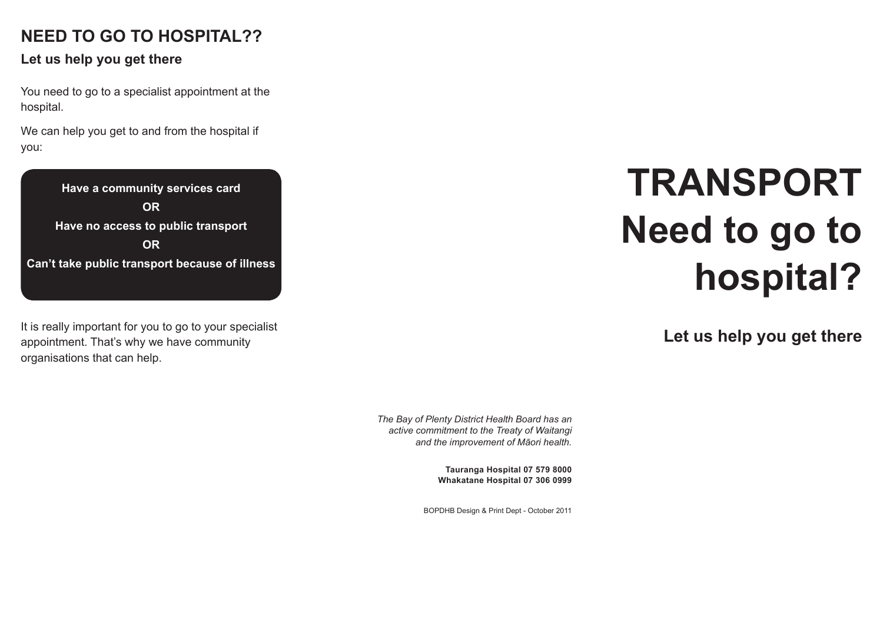## NEED TO GO TO HOSPITAL??

### Let us help you get there

You need to go to a specialist appointment at the hospital.

We can help you get to and from the hospital if you:

**Have a community services card**

**OR**

**Have no access to public transport**

**OR**

**Can't take public transport because of illness**

It is really important for you to go to your specialist appointment. That's why we have community organisations that can help.

*The Bay of Plenty District Health Board has an active commitment to the Treaty of Waitangi and the improvement of Māori health.*

**Tauranga Hospital 07 579 8000**
**Whakatane Hospital 07 306 0999**

BOPDHB Design & Print Dept - October 2011

# TRANSPORT Need to go to hospital?

## Let us help you get there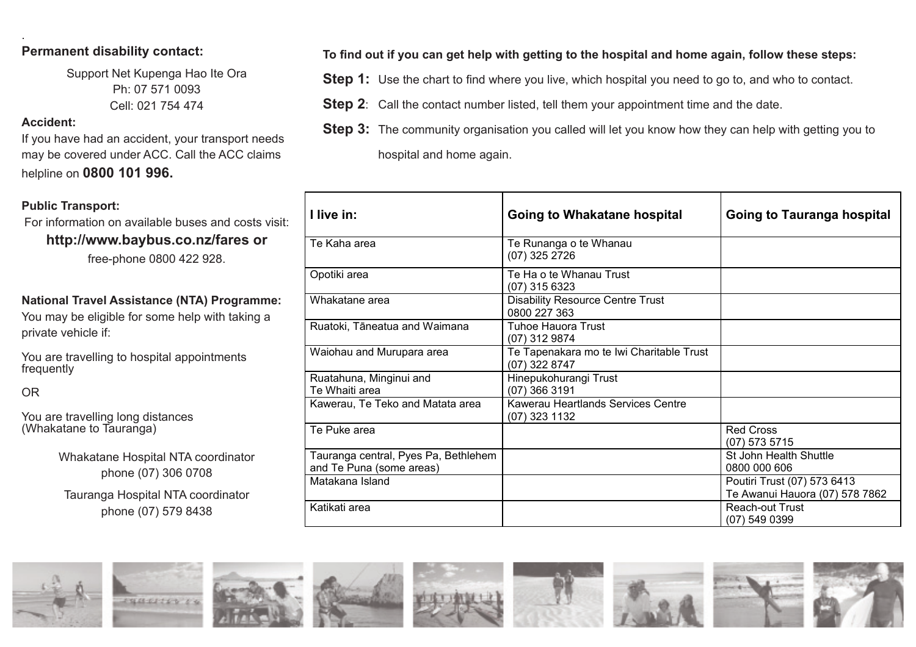.

**Permanent disability contact:**

Support Net Kupenga Hao Ite Ora
Ph: 07 571 0093
Cell: 021 754 474

**Accident:**

If you have had an accident, your transport needs may be covered under ACC. Call the ACC claims helpline on **0800 101 996.**

**Public Transport:**

For information on available buses and costs visit:

**http://www.baybus.co.nz/fares or**

free-phone 0800 422 928.

**National Travel Assistance (NTA) Programme:**

You may be eligible for some help with taking a private vehicle if:

You are travelling to hospital appointments frequently

OR

You are travelling long distances (Whakatane to Tauranga)

Whakatane Hospital NTA coordinator
phone (07) 306 0708

Tauranga Hospital NTA coordinator
phone (07) 579 8438

**To find out if you can get help with getting to the hospital and home again, follow these steps:**

**Step 1:** Use the chart to find where you live, which hospital you need to go to, and who to contact.

**Step 2**: Call the contact number listed, tell them your appointment time and the date.

**Step 3:** The community organisation you called will let you know how they can help with getting you to hospital and home again.

| I live in: | Going to Whakatane hospital | Going to Tauranga hospital |
|---|---|---|
| Te Kaha area | Te Runanga o te Whanau (07) 325 2726 | |
| Opotiki area | Te Ha o te Whanau Trust (07) 315 6323 | |
| Whakatane area | Disability Resource Centre Trust 0800 227 363 | |
| Ruatoki, Tāneatua and Waimana | Tuhoe Hauora Trust (07) 312 9874 | |
| Waiohau and Murupara area | Te Tapenakara mo te Iwi Charitable Trust (07) 322 8747 | |
| Ruatahuna, Minginui and Te Whaiti area | Hinepukohurangi Trust (07) 366 3191 | |
| Kawerau, Te Teko and Matata area | Kawerau Heartlands Services Centre (07) 323 1132 | |
| Te Puke area | | Red Cross (07) 573 5715 |
| Tauranga central, Pyes Pa, Bethlehem and Te Puna (some areas) | | St John Health Shuttle 0800 000 606 |
| Matakana Island | | Poutiri Trust (07) 573 6413 Te Awanui Hauora (07) 578 7862 |
| Katikati area | | Reach-out Trust (07) 549 0399 |